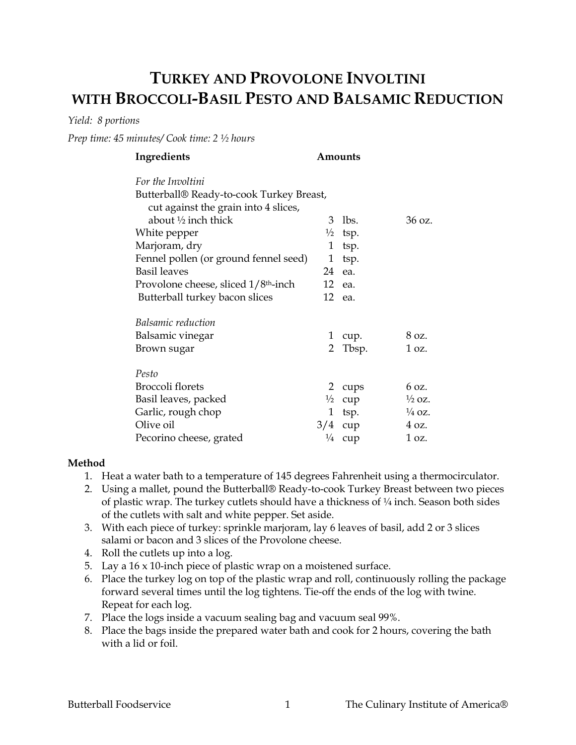# TURKEY AND PROVOLONE INVOLTINI WITH BROCCOLI-BASIL PESTO AND BALSAMIC REDUCTION

*Yield: 8 portions*

*Prep time: 45 minutes/ Cook time: 2 ½ hours*

| Ingredients | Amounts | | |
|---|---|---|---|
| *For the Involtini* | | | |
| Butterball® Ready-to-cook Turkey Breast, cut against the grain into 4 slices, about ½ inch thick | 3 | lbs. | 36 oz. |
| White pepper | ½ | tsp. | |
| Marjoram, dry | 1 | tsp. | |
| Fennel pollen (or ground fennel seed) | 1 | tsp. | |
| Basil leaves | 24 | ea. | |
| Provolone cheese, sliced 1/8th-inch | 12 | ea. | |
| Butterball turkey bacon slices | 12 | ea. | |
| *Balsamic reduction* | | | |
| Balsamic vinegar | 1 | cup. | 8 oz. |
| Brown sugar | 2 | Tbsp. | 1 oz. |
| *Pesto* | | | |
| Broccoli florets | 2 | cups | 6 oz. |
| Basil leaves, packed | ½ | cup | ½ oz. |
| Garlic, rough chop | 1 | tsp. | ¼ oz. |
| Olive oil | 3/4 | cup | 4 oz. |
| Pecorino cheese, grated | ¼ | cup | 1 oz. |

**Method**

1. Heat a water bath to a temperature of 145 degrees Fahrenheit using a thermocirculator.
2. Using a mallet, pound the Butterball® Ready-to-cook Turkey Breast between two pieces of plastic wrap. The turkey cutlets should have a thickness of ¼ inch. Season both sides of the cutlets with salt and white pepper. Set aside.
3. With each piece of turkey: sprinkle marjoram, lay 6 leaves of basil, add 2 or 3 slices salami or bacon and 3 slices of the Provolone cheese.
4. Roll the cutlets up into a log.
5. Lay a 16 x 10-inch piece of plastic wrap on a moistened surface.
6. Place the turkey log on top of the plastic wrap and roll, continuously rolling the package forward several times until the log tightens. Tie-off the ends of the log with twine. Repeat for each log.
7. Place the logs inside a vacuum sealing bag and vacuum seal 99%.
8. Place the bags inside the prepared water bath and cook for 2 hours, covering the bath with a lid or foil.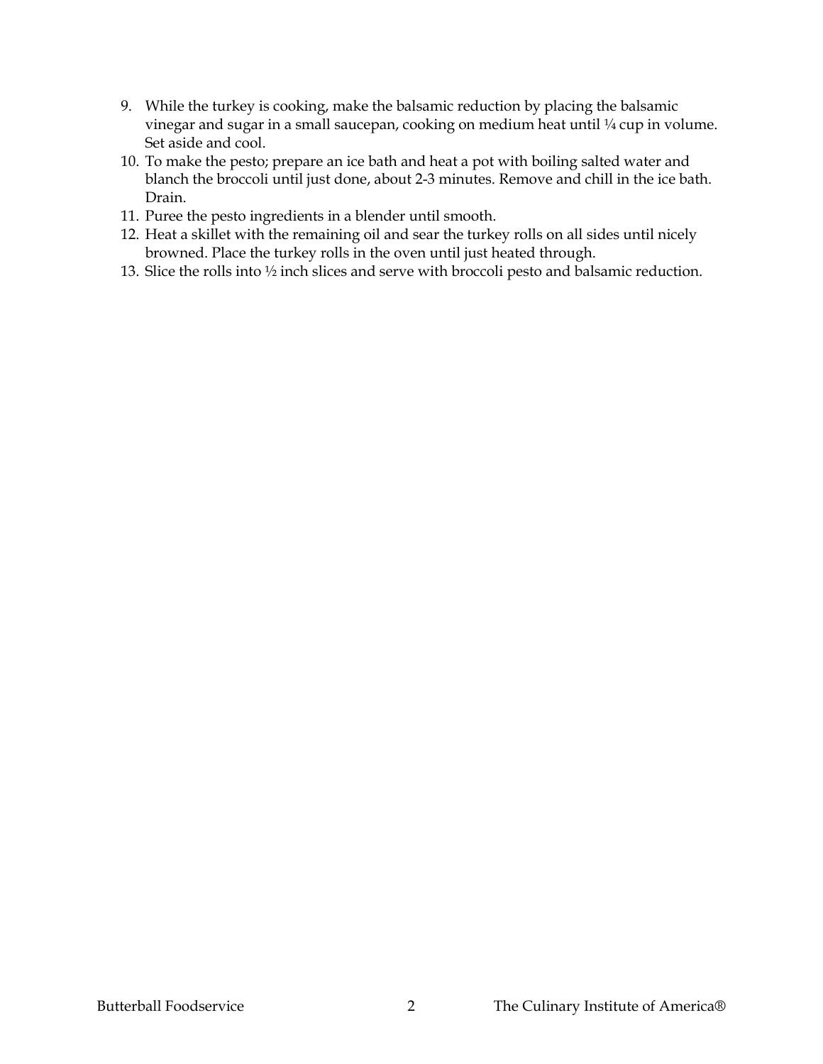9. While the turkey is cooking, make the balsamic reduction by placing the balsamic vinegar and sugar in a small saucepan, cooking on medium heat until ¼ cup in volume. Set aside and cool.
10. To make the pesto; prepare an ice bath and heat a pot with boiling salted water and blanch the broccoli until just done, about 2-3 minutes. Remove and chill in the ice bath. Drain.
11. Puree the pesto ingredients in a blender until smooth.
12. Heat a skillet with the remaining oil and sear the turkey rolls on all sides until nicely browned. Place the turkey rolls in the oven until just heated through.
13. Slice the rolls into ½ inch slices and serve with broccoli pesto and balsamic reduction.